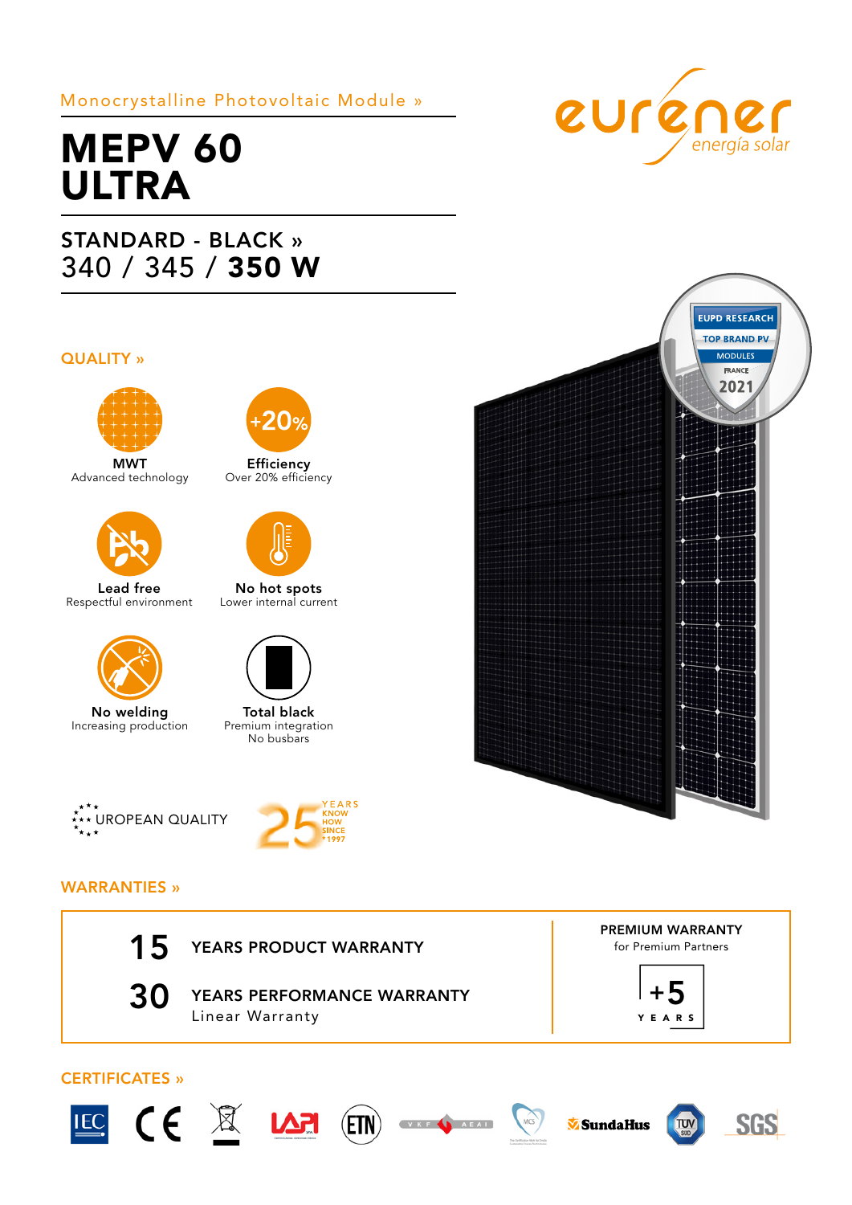Monocrystalline Photovoltaic Module »

# MEPV 60 ULTRA

## STANDARD - BLACK »

340 / 345 / **350 W**

eurener energía solar

EUPD RESEARCH TOP BRAND PV MODULES FRANCE 2021

## QUALITY »

**MWT**
Advanced technology

**+20%**
**Efficiency**
Over 20% efficiency

**Lead free**
Respectful environment

**No hot spots**
Lower internal current

**No welding**
Increasing production

**Total black**
Premium integration
No busbars

EUROPEAN QUALITY

25 YEARS KNOW HOW SINCE 1997

## WARRANTIES »

**15** YEARS PRODUCT WARRANTY

**30** YEARS PERFORMANCE WARRANTY
Linear Warranty

**PREMIUM WARRANTY**
for Premium Partners

**+5** YEARS

## CERTIFICATES »

IEC, CE, LAPI, ETN, VKF AEAI, MCS, SundaHus, TÜV SÜD, SGS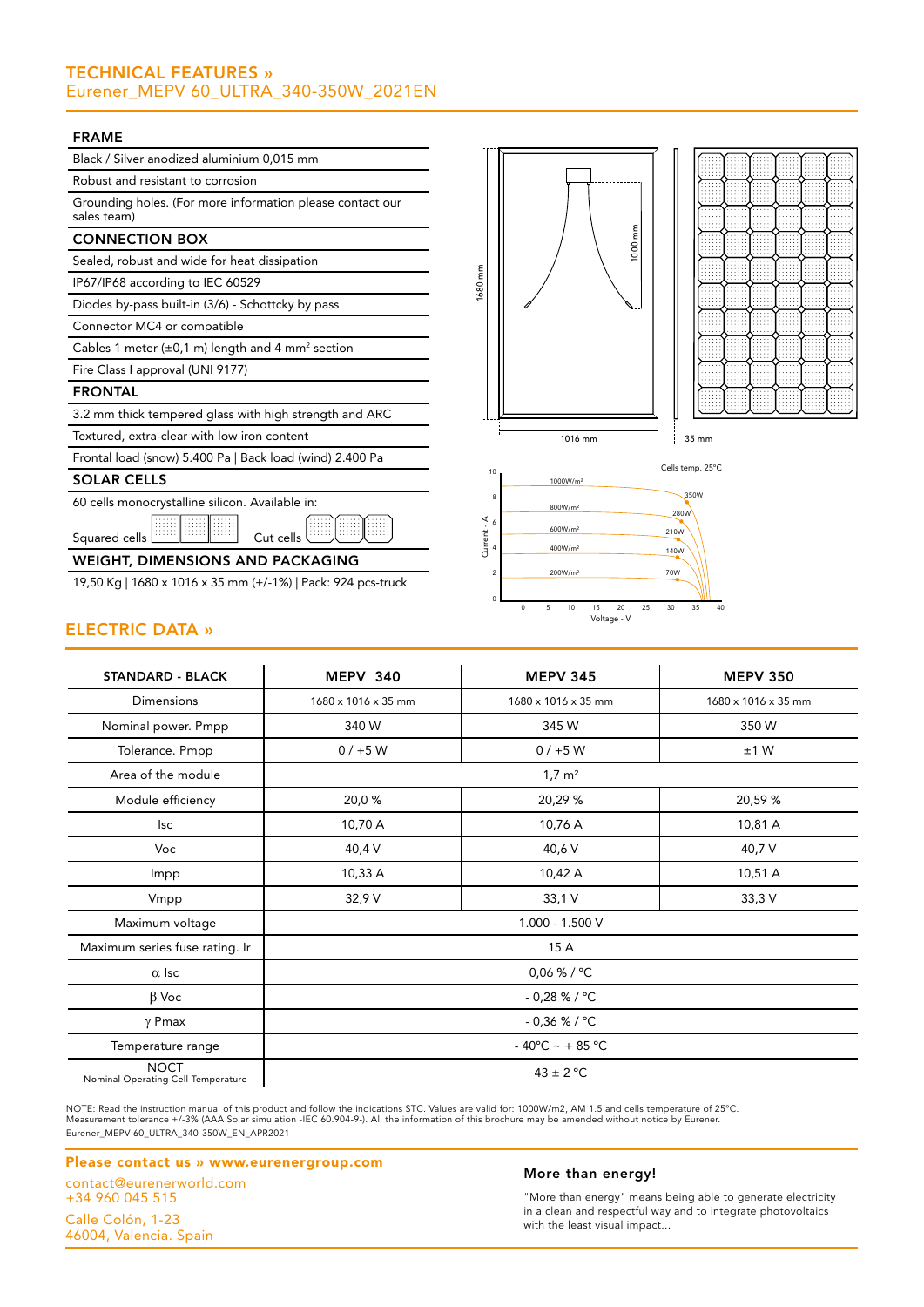## TECHNICAL FEATURES »
Eurener_MEPV 60_ULTRA_340-350W_2021EN

### FRAME

Black / Silver anodized aluminium 0,015 mm

Robust and resistant to corrosion

Grounding holes. (For more information please contact our sales team)

### CONNECTION BOX

Sealed, robust and wide for heat dissipation

IP67/IP68 according to IEC 60529

Diodes by-pass built-in (3/6) - Schottcky by pass

Connector MC4 or compatible

Cables 1 meter (±0,1 m) length and 4 mm² section

Fire Class I approval (UNI 9177)

### FRONTAL

3.2 mm thick tempered glass with high strength and ARC

Textured, extra-clear with low iron content

Frontal load (snow) 5.400 Pa | Back load (wind) 2.400 Pa

### SOLAR CELLS

60 cells monocrystalline silicon. Available in:

Squared cells Cut cells

### WEIGHT, DIMENSIONS AND PACKAGING

19,50 Kg | 1680 x 1016 x 35 mm (+/-1%) | Pack: 924 pcs-truck

1680 mm
1000 mm
1016 mm
35 mm

Cells temp. 25°C
Current - A
Voltage - V
1000W/m² 350W
800W/m² 280W
600W/m² 210W
400W/m² 140W
200W/m² 70W
0 2 4 6 8 10
0 5 10 15 20 25 30 35 40

## ELECTRIC DATA »

| STANDARD - BLACK | MEPV 340 | MEPV 345 | MEPV 350 |
|---|---|---|---|
| Dimensions | 1680 x 1016 x 35 mm | 1680 x 1016 x 35 mm | 1680 x 1016 x 35 mm |
| Nominal power. Pmpp | 340 W | 345 W | 350 W |
| Tolerance. Pmpp | 0 / +5 W | 0 / +5 W | ±1 W |
| Area of the module | 1,7 m² | | |
| Module efficiency | 20,0 % | 20,29 % | 20,59 % |
| Isc | 10,70 A | 10,76 A | 10,81 A |
| Voc | 40,4 V | 40,6 V | 40,7 V |
| Impp | 10,33 A | 10,42 A | 10,51 A |
| Vmpp | 32,9 V | 33,1 V | 33,3 V |
| Maximum voltage | 1.000 - 1.500 V | | |
| Maximum series fuse rating. Ir | 15 A | | |
| $\alpha$ Isc | 0,06 % / °C | | |
| $\beta$ Voc | - 0,28 % / °C | | |
| $\gamma$ Pmax | - 0,36 % / °C | | |
| Temperature range | - 40°C ~ + 85 °C | | |
| NOCT Nominal Operating Cell Temperature | 43 ± 2 °C | | |

NOTE: Read the instruction manual of this product and follow the indications STC. Values are valid for: 1000W/m2, AM 1.5 and cells temperature of 25°C. Measurement tolerance +/-3% (AAA Solar simulation -IEC 60.904-9-). All the information of this brochure may be amended without notice by Eurener.
Eurener_MEPV 60_ULTRA_340-350W_EN_APR2021

**Please contact us » www.eurenergroup.com**

contact@eurenerworld.com
+34 960 045 515

Calle Colón, 1-23
46004, Valencia. Spain

**More than energy!**

"More than energy" means being able to generate electricity in a clean and respectful way and to integrate photovoltaics with the least visual impact...